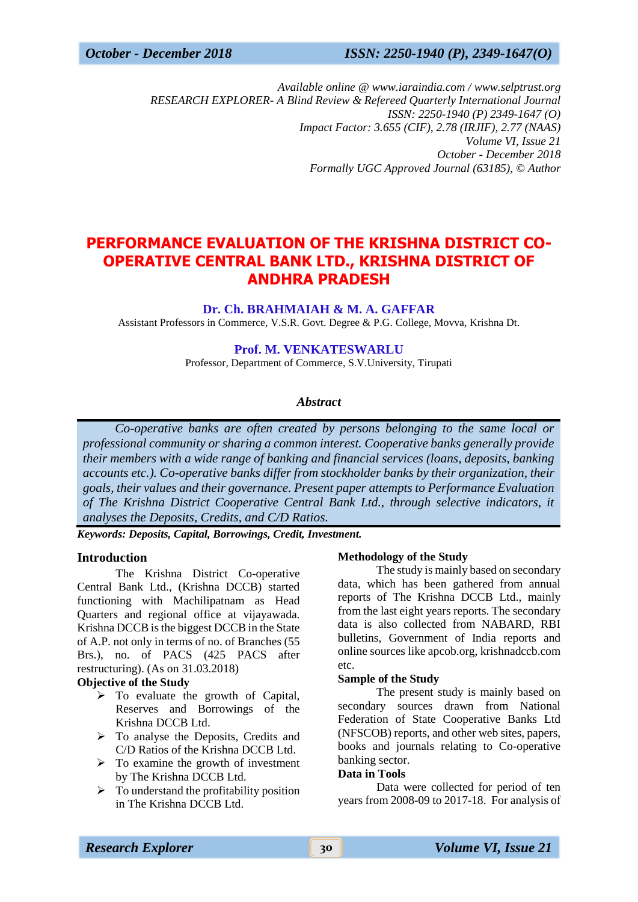*Available online @ www.iaraindia.com / www.selptrust.org*
*RESEARCH EXPLORER- A Blind Review & Refereed Quarterly International Journal*
*ISSN: 2250-1940 (P) 2349-1647 (O)*
*Impact Factor: 3.655 (CIF), 2.78 (IRJIF), 2.77 (NAAS)*
*Volume VI, Issue 21*
*October - December 2018*
*Formally UGC Approved Journal (63185), © Author*

# PERFORMANCE EVALUATION OF THE KRISHNA DISTRICT CO-OPERATIVE CENTRAL BANK LTD., KRISHNA DISTRICT OF ANDHRA PRADESH

**Dr. Ch. BRAHMAIAH & M. A. GAFFAR**
Assistant Professors in Commerce, V.S.R. Govt. Degree & P.G. College, Movva, Krishna Dt.

**Prof. M. VENKATESWARLU**
Professor, Department of Commerce, S.V.University, Tirupati

### *Abstract*

*Co-operative banks are often created by persons belonging to the same local or professional community or sharing a common interest. Cooperative banks generally provide their members with a wide range of banking and financial services (loans, deposits, banking accounts etc.). Co-operative banks differ from stockholder banks by their organization, their goals, their values and their governance. Present paper attempts to Performance Evaluation of The Krishna District Cooperative Central Bank Ltd., through selective indicators, it analyses the Deposits, Credits, and C/D Ratios.*

***Keywords: Deposits, Capital, Borrowings, Credit, Investment.***

## Introduction

The Krishna District Co-operative Central Bank Ltd., (Krishna DCCB) started functioning with Machilipatnam as Head Quarters and regional office at vijayawada. Krishna DCCB is the biggest DCCB in the State of A.P. not only in terms of no. of Branches (55 Brs.), no. of PACS (425 PACS after restructuring). (As on 31.03.2018)

## Objective of the Study

- To evaluate the growth of Capital, Reserves and Borrowings of the Krishna DCCB Ltd.
- To analyse the Deposits, Credits and C/D Ratios of the Krishna DCCB Ltd.
- To examine the growth of investment by The Krishna DCCB Ltd.
- To understand the profitability position in The Krishna DCCB Ltd.

## Methodology of the Study

The study is mainly based on secondary data, which has been gathered from annual reports of The Krishna DCCB Ltd., mainly from the last eight years reports. The secondary data is also collected from NABARD, RBI bulletins, Government of India reports and online sources like apcob.org, krishnadccb.com etc.

## Sample of the Study

The present study is mainly based on secondary sources drawn from National Federation of State Cooperative Banks Ltd (NFSCOB) reports, and other web sites, papers, books and journals relating to Co-operative banking sector.

## Data in Tools

Data were collected for period of ten years from 2008-09 to 2017-18. For analysis of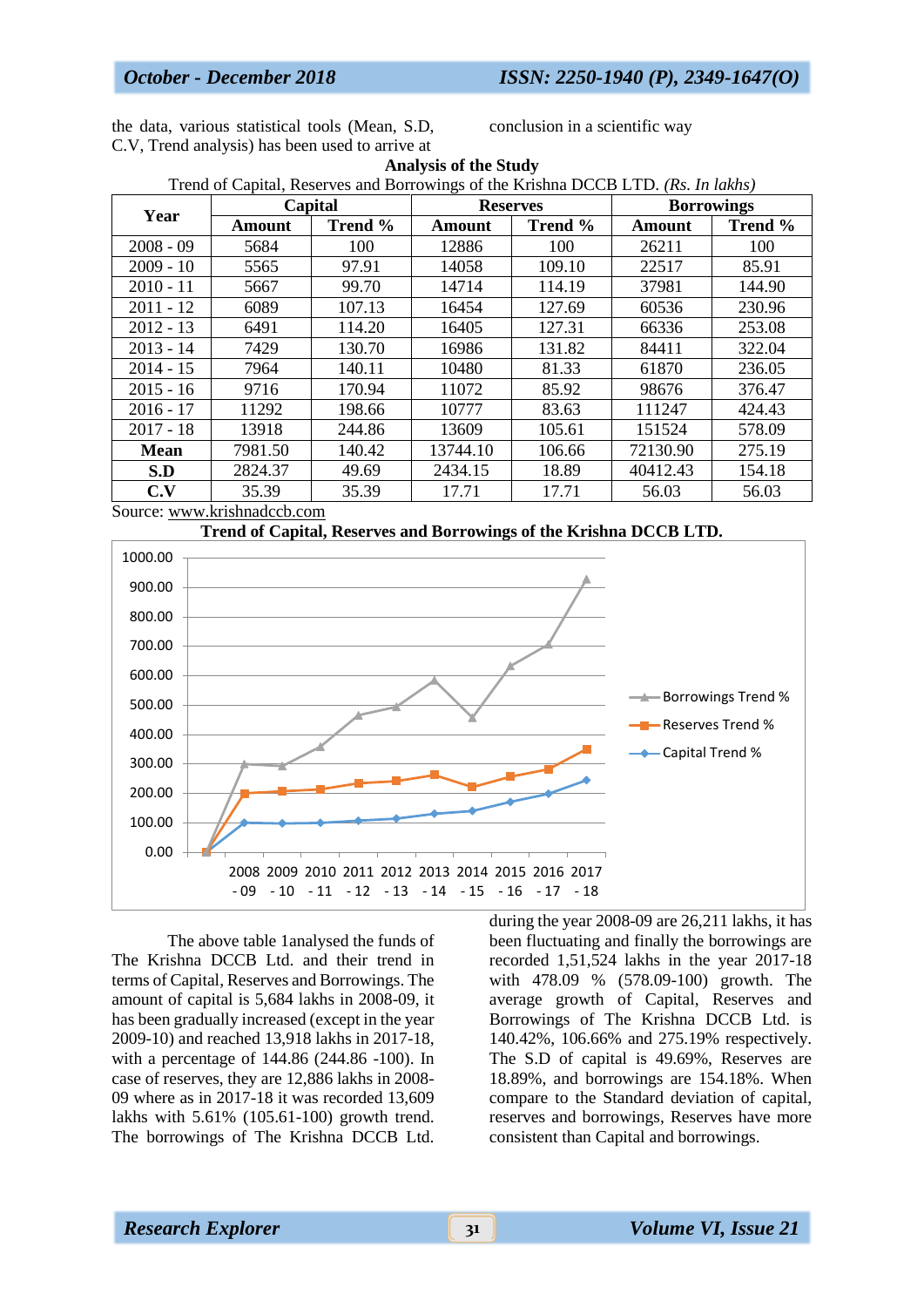the data, various statistical tools (Mean, S.D, C.V, Trend analysis) has been used to arrive at conclusion in a scientific way

## Analysis of the Study

Trend of Capital, Reserves and Borrowings of the Krishna DCCB LTD. *(Rs. In lakhs)*

| Year | Capital | | Reserves | | Borrowings | |
|---|---|---|---|---|---|---|
| | **Amount** | **Trend %** | **Amount** | **Trend %** | **Amount** | **Trend %** |
| 2008 - 09 | 5684 | 100 | 12886 | 100 | 26211 | 100 |
| 2009 - 10 | 5565 | 97.91 | 14058 | 109.10 | 22517 | 85.91 |
| 2010 - 11 | 5667 | 99.70 | 14714 | 114.19 | 37981 | 144.90 |
| 2011 - 12 | 6089 | 107.13 | 16454 | 127.69 | 60536 | 230.96 |
| 2012 - 13 | 6491 | 114.20 | 16405 | 127.31 | 66336 | 253.08 |
| 2013 - 14 | 7429 | 130.70 | 16986 | 131.82 | 84411 | 322.04 |
| 2014 - 15 | 7964 | 140.11 | 10480 | 81.33 | 61870 | 236.05 |
| 2015 - 16 | 9716 | 170.94 | 11072 | 85.92 | 98676 | 376.47 |
| 2016 - 17 | 11292 | 198.66 | 10777 | 83.63 | 111247 | 424.43 |
| 2017 - 18 | 13918 | 244.86 | 13609 | 105.61 | 151524 | 578.09 |
| **Mean** | 7981.50 | 140.42 | 13744.10 | 106.66 | 72130.90 | 275.19 |
| **S.D** | 2824.37 | 49.69 | 2434.15 | 18.89 | 40412.43 | 154.18 |
| **C.V** | 35.39 | 35.39 | 17.71 | 17.71 | 56.03 | 56.03 |

Source: www.krishnadccb.com

**Trend of Capital, Reserves and Borrowings of the Krishna DCCB LTD.**

The above table 1analysed the funds of The Krishna DCCB Ltd. and their trend in terms of Capital, Reserves and Borrowings. The amount of capital is 5,684 lakhs in 2008-09, it has been gradually increased (except in the year 2009-10) and reached 13,918 lakhs in 2017-18, with a percentage of 144.86 (244.86 -100). In case of reserves, they are 12,886 lakhs in 2008-09 where as in 2017-18 it was recorded 13,609 lakhs with 5.61% (105.61-100) growth trend. The borrowings of The Krishna DCCB Ltd. during the year 2008-09 are 26,211 lakhs, it has been fluctuating and finally the borrowings are recorded 1,51,524 lakhs in the year 2017-18 with 478.09 % (578.09-100) growth. The average growth of Capital, Reserves and Borrowings of The Krishna DCCB Ltd. is 140.42%, 106.66% and 275.19% respectively. The S.D of capital is 49.69%, Reserves are 18.89%, and borrowings are 154.18%. When compare to the Standard deviation of capital, reserves and borrowings, Reserves have more consistent than Capital and borrowings.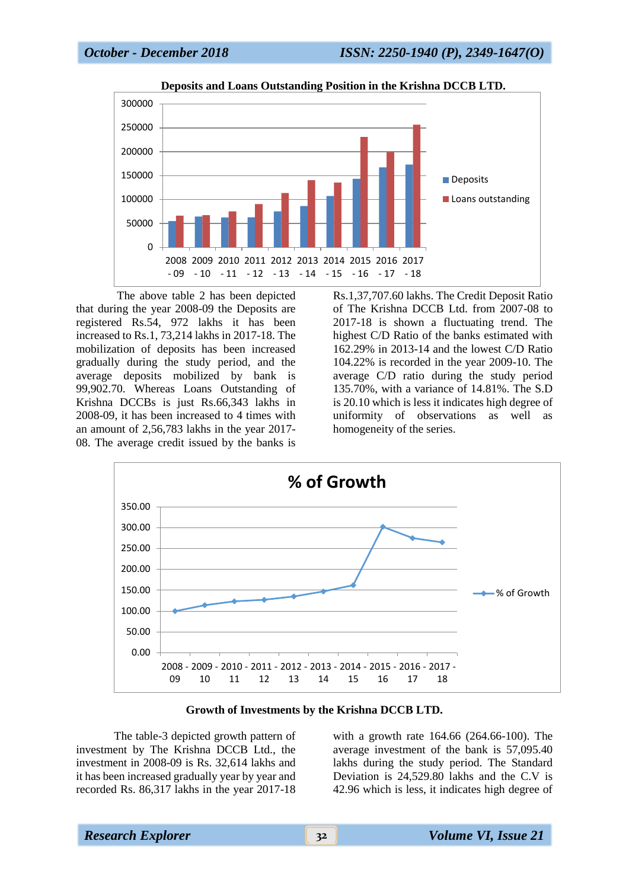**Deposits and Loans Outstanding Position in the Krishna DCCB LTD.**

The above table 2 has been depicted that during the year 2008-09 the Deposits are registered Rs.54, 972 lakhs it has been increased to Rs.1, 73,214 lakhs in 2017-18. The mobilization of deposits has been increased gradually during the study period, and the average deposits mobilized by bank is 99,902.70. Whereas Loans Outstanding of Krishna DCCBs is just Rs.66,343 lakhs in 2008-09, it has been increased to 4 times with an amount of 2,56,783 lakhs in the year 2017-08. The average credit issued by the banks is Rs.1,37,707.60 lakhs. The Credit Deposit Ratio of The Krishna DCCB Ltd. from 2007-08 to 2017-18 is shown a fluctuating trend. The highest C/D Ratio of the banks estimated with 162.29% in 2013-14 and the lowest C/D Ratio 104.22% is recorded in the year 2009-10. The average C/D ratio during the study period 135.70%, with a variance of 14.81%. The S.D is 20.10 which is less it indicates high degree of uniformity of observations as well as homogeneity of the series.

**Growth of Investments by the Krishna DCCB LTD.**

The table-3 depicted growth pattern of investment by The Krishna DCCB Ltd., the investment in 2008-09 is Rs. 32,614 lakhs and it has been increased gradually year by year and recorded Rs. 86,317 lakhs in the year 2017-18 with a growth rate 164.66 (264.66-100). The average investment of the bank is 57,095.40 lakhs during the study period. The Standard Deviation is 24,529.80 lakhs and the C.V is 42.96 which is less, it indicates high degree of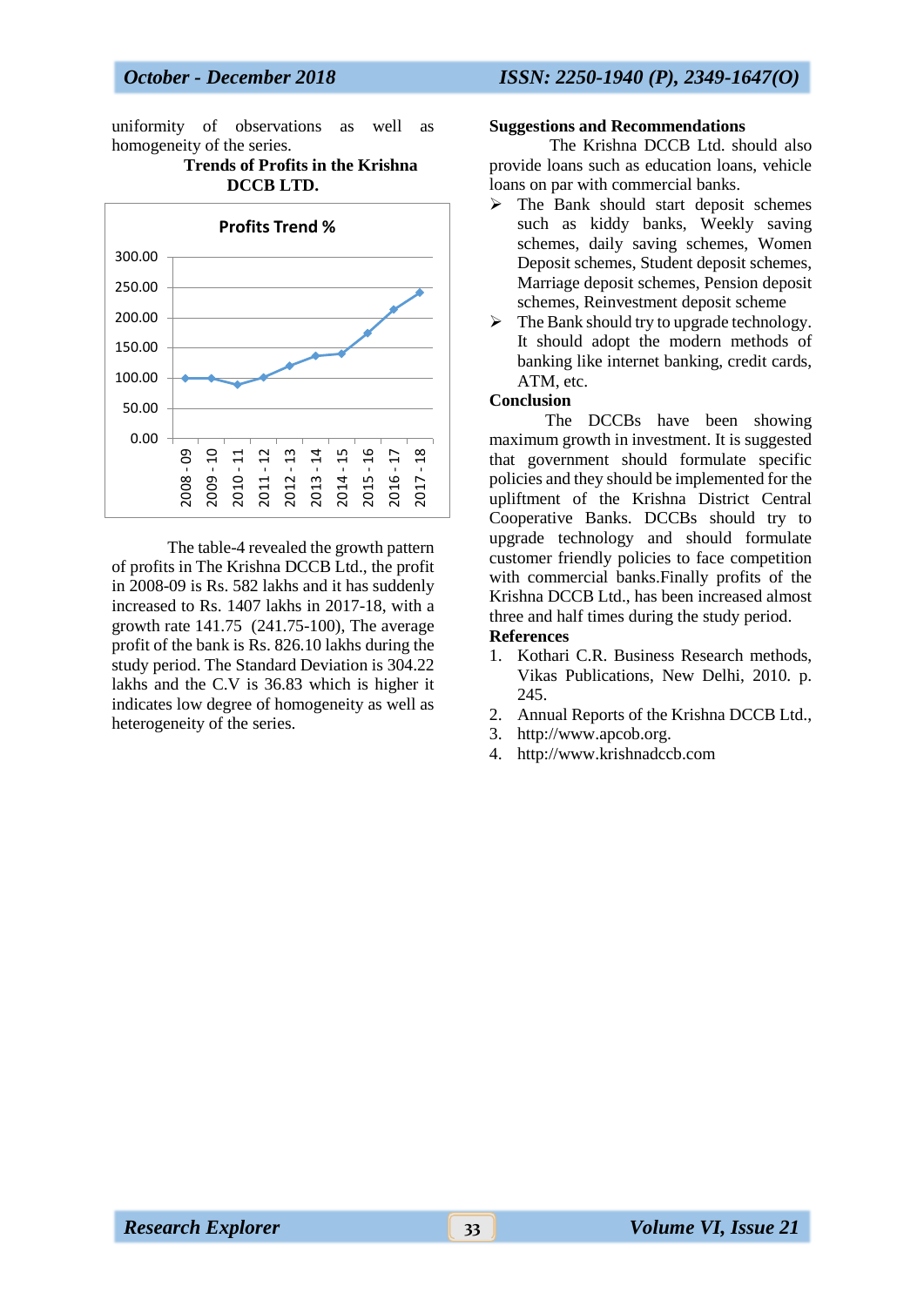uniformity of observations as well as homogeneity of the series.

**Trends of Profits in the Krishna DCCB LTD.**

Profits Trend %

300.00
250.00
200.00
150.00
100.00
50.00
0.00

2008 - 09
2009 - 10
2010 - 11
2011 - 12
2012 - 13
2013 - 14
2014 - 15
2015 - 16
2016 - 17
2017 - 18

The table-4 revealed the growth pattern of profits in The Krishna DCCB Ltd., the profit in 2008-09 is Rs. 582 lakhs and it has suddenly increased to Rs. 1407 lakhs in 2017-18, with a growth rate 141.75 (241.75-100), The average profit of the bank is Rs. 826.10 lakhs during the study period. The Standard Deviation is 304.22 lakhs and the C.V is 36.83 which is higher it indicates low degree of homogeneity as well as heterogeneity of the series.

**Suggestions and Recommendations**

The Krishna DCCB Ltd. should also provide loans such as education loans, vehicle loans on par with commercial banks.

- The Bank should start deposit schemes such as kiddy banks, Weekly saving schemes, daily saving schemes, Women Deposit schemes, Student deposit schemes, Marriage deposit schemes, Pension deposit schemes, Reinvestment deposit scheme
- The Bank should try to upgrade technology. It should adopt the modern methods of banking like internet banking, credit cards, ATM, etc.

**Conclusion**

The DCCBs have been showing maximum growth in investment. It is suggested that government should formulate specific policies and they should be implemented for the upliftment of the Krishna District Central Cooperative Banks. DCCBs should try to upgrade technology and should formulate customer friendly policies to face competition with commercial banks.Finally profits of the Krishna DCCB Ltd., has been increased almost three and half times during the study period.

**References**

1. Kothari C.R. Business Research methods, Vikas Publications, New Delhi, 2010. p. 245.
2. Annual Reports of the Krishna DCCB Ltd.,
3. http://www.apcob.org.
4. http://www.krishnadccb.com